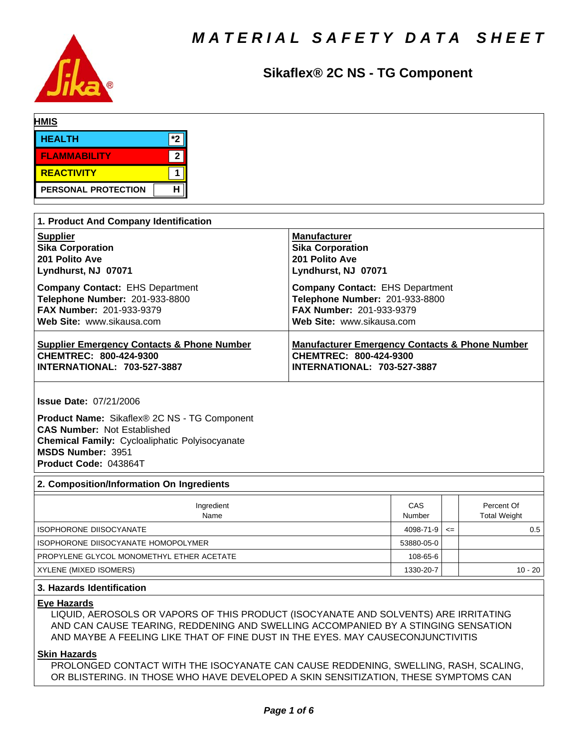# MATERIAL SAFETY DATA SHEET

## Sikaflex® 2C NS - TG Component

**HMIS**

| | |
|---|---|
| HEALTH | *2 |
| FLAMMABILITY | 2 |
| REACTIVITY | 1 |
| PERSONAL PROTECTION | H |

### 1. Product And Company Identification

**Supplier**
**Sika Corporation**
**201 Polito Ave**
**Lyndhurst, NJ 07071**

**Company Contact:** EHS Department
**Telephone Number:** 201-933-8800
**FAX Number:** 201-933-9379
**Web Site:** www.sikausa.com

**Manufacturer**
**Sika Corporation**
**201 Polito Ave**
**Lyndhurst, NJ 07071**

**Company Contact:** EHS Department
**Telephone Number:** 201-933-8800
**FAX Number:** 201-933-9379
**Web Site:** www.sikausa.com

**Supplier Emergency Contacts & Phone Number**
**CHEMTREC: 800-424-9300**
**INTERNATIONAL: 703-527-3887**

**Manufacturer Emergency Contacts & Phone Number**
**CHEMTREC: 800-424-9300**
**INTERNATIONAL: 703-527-3887**

**Issue Date:** 07/21/2006

**Product Name:** Sikaflex® 2C NS - TG Component
**CAS Number:** Not Established
**Chemical Family:** Cycloaliphatic Polyisocyanate
**MSDS Number:** 3951
**Product Code:** 043864T

### 2. Composition/Information On Ingredients

| Ingredient Name | CAS Number | | Percent Of Total Weight |
|---|---|---|---|
| ISOPHORONE DIISOCYANATE | 4098-71-9 | <= | 0.5 |
| ISOPHORONE DIISOCYANATE HOMOPOLYMER | 53880-05-0 | | |
| PROPYLENE GLYCOL MONOMETHYL ETHER ACETATE | 108-65-6 | | |
| XYLENE (MIXED ISOMERS) | 1330-20-7 | | 10 - 20 |

### 3. Hazards Identification

**Eye Hazards**

LIQUID, AEROSOLS OR VAPORS OF THIS PRODUCT (ISOCYANATE AND SOLVENTS) ARE IRRITATING AND CAN CAUSE TEARING, REDDENING AND SWELLING ACCOMPANIED BY A STINGING SENSATION AND MAYBE A FEELING LIKE THAT OF FINE DUST IN THE EYES. MAY CAUSECONJUNCTIVITIS

**Skin Hazards**

PROLONGED CONTACT WITH THE ISOCYANATE CAN CAUSE REDDENING, SWELLING, RASH, SCALING, OR BLISTERING. IN THOSE WHO HAVE DEVELOPED A SKIN SENSITIZATION, THESE SYMPTOMS CAN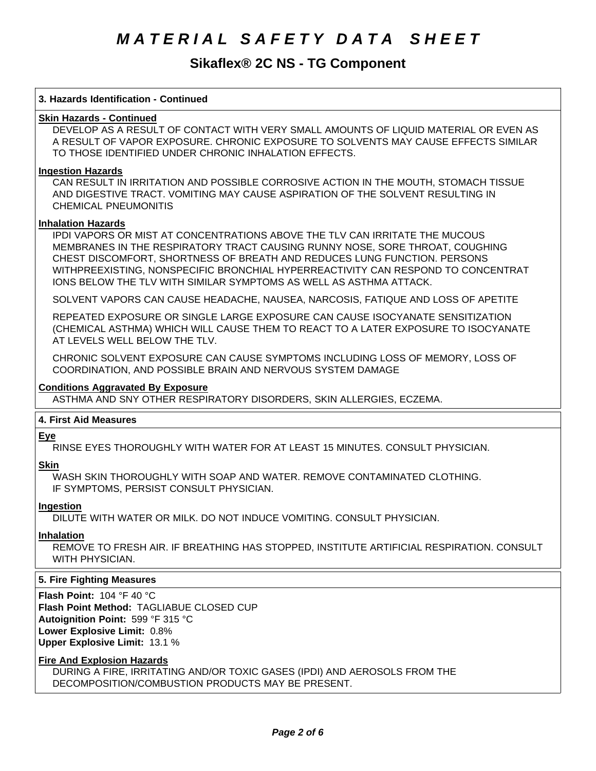# MATERIAL SAFETY DATA SHEET

## Sikaflex® 2C NS - TG Component

### 3. Hazards Identification - Continued

**Skin Hazards - Continued**

DEVELOP AS A RESULT OF CONTACT WITH VERY SMALL AMOUNTS OF LIQUID MATERIAL OR EVEN AS A RESULT OF VAPOR EXPOSURE. CHRONIC EXPOSURE TO SOLVENTS MAY CAUSE EFFECTS SIMILAR TO THOSE IDENTIFIED UNDER CHRONIC INHALATION EFFECTS.

**Ingestion Hazards**

CAN RESULT IN IRRITATION AND POSSIBLE CORROSIVE ACTION IN THE MOUTH, STOMACH TISSUE AND DIGESTIVE TRACT. VOMITING MAY CAUSE ASPIRATION OF THE SOLVENT RESULTING IN CHEMICAL PNEUMONITIS

**Inhalation Hazards**

IPDI VAPORS OR MIST AT CONCENTRATIONS ABOVE THE TLV CAN IRRITATE THE MUCOUS MEMBRANES IN THE RESPIRATORY TRACT CAUSING RUNNY NOSE, SORE THROAT, COUGHING CHEST DISCOMFORT, SHORTNESS OF BREATH AND REDUCES LUNG FUNCTION. PERSONS WITHPREEXISTING, NONSPECIFIC BRONCHIAL HYPERREACTIVITY CAN RESPOND TO CONCENTRAT IONS BELOW THE TLV WITH SIMILAR SYMPTOMS AS WELL AS ASTHMA ATTACK.

SOLVENT VAPORS CAN CAUSE HEADACHE, NAUSEA, NARCOSIS, FATIQUE AND LOSS OF APETITE

REPEATED EXPOSURE OR SINGLE LARGE EXPOSURE CAN CAUSE ISOCYANATE SENSITIZATION (CHEMICAL ASTHMA) WHICH WILL CAUSE THEM TO REACT TO A LATER EXPOSURE TO ISOCYANATE AT LEVELS WELL BELOW THE TLV.

CHRONIC SOLVENT EXPOSURE CAN CAUSE SYMPTOMS INCLUDING LOSS OF MEMORY, LOSS OF COORDINATION, AND POSSIBLE BRAIN AND NERVOUS SYSTEM DAMAGE

**Conditions Aggravated By Exposure**

ASTHMA AND SNY OTHER RESPIRATORY DISORDERS, SKIN ALLERGIES, ECZEMA.

### 4. First Aid Measures

**Eye**

RINSE EYES THOROUGHLY WITH WATER FOR AT LEAST 15 MINUTES. CONSULT PHYSICIAN.

**Skin**

WASH SKIN THOROUGHLY WITH SOAP AND WATER. REMOVE CONTAMINATED CLOTHING.
IF SYMPTOMS, PERSIST CONSULT PHYSICIAN.

**Ingestion**

DILUTE WITH WATER OR MILK. DO NOT INDUCE VOMITING. CONSULT PHYSICIAN.

**Inhalation**

REMOVE TO FRESH AIR. IF BREATHING HAS STOPPED, INSTITUTE ARTIFICIAL RESPIRATION. CONSULT WITH PHYSICIAN.

### 5. Fire Fighting Measures

**Flash Point:** 104 °F 40 °C
**Flash Point Method:** TAGLIABUE CLOSED CUP
**Autoignition Point:** 599 °F 315 °C
**Lower Explosive Limit:** 0.8%
**Upper Explosive Limit:** 13.1 %

**Fire And Explosion Hazards**

DURING A FIRE, IRRITATING AND/OR TOXIC GASES (IPDI) AND AEROSOLS FROM THE DECOMPOSITION/COMBUSTION PRODUCTS MAY BE PRESENT.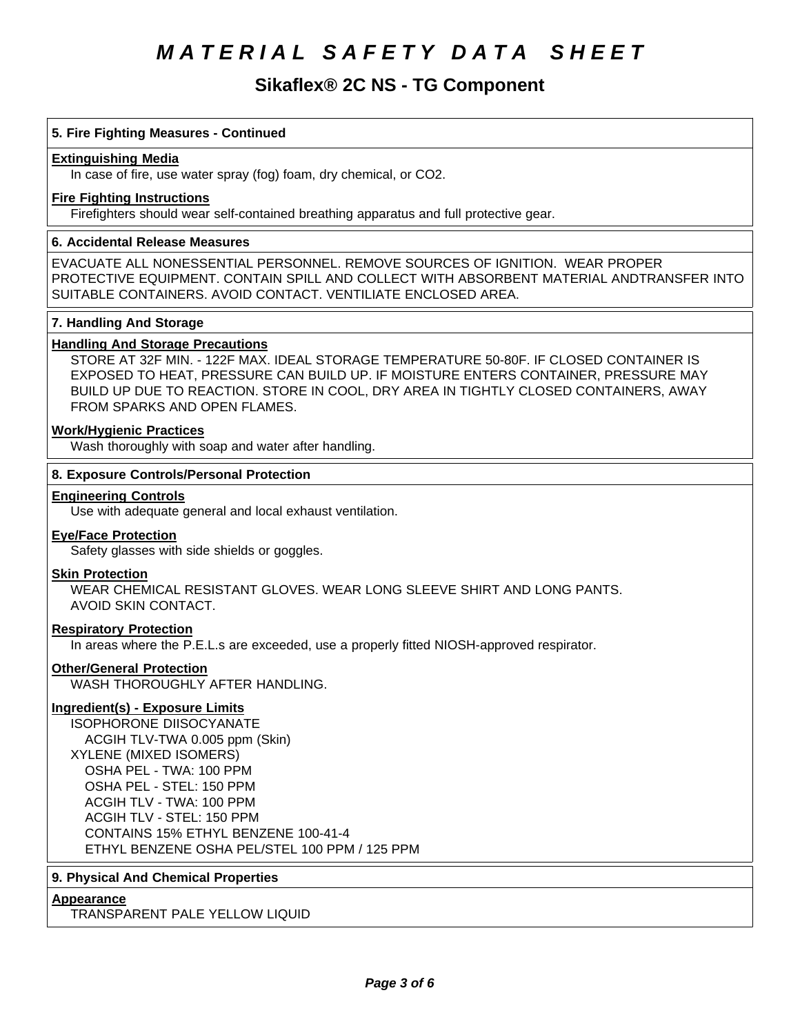## 5. Fire Fighting Measures - Continued

**Extinguishing Media**

In case of fire, use water spray (fog) foam, dry chemical, or CO2.

**Fire Fighting Instructions**

Firefighters should wear self-contained breathing apparatus and full protective gear.

## 6. Accidental Release Measures

EVACUATE ALL NONESSENTIAL PERSONNEL. REMOVE SOURCES OF IGNITION. WEAR PROPER PROTECTIVE EQUIPMENT. CONTAIN SPILL AND COLLECT WITH ABSORBENT MATERIAL ANDTRANSFER INTO SUITABLE CONTAINERS. AVOID CONTACT. VENTILIATE ENCLOSED AREA.

## 7. Handling And Storage

**Handling And Storage Precautions**

STORE AT 32F MIN. - 122F MAX. IDEAL STORAGE TEMPERATURE 50-80F. IF CLOSED CONTAINER IS EXPOSED TO HEAT, PRESSURE CAN BUILD UP. IF MOISTURE ENTERS CONTAINER, PRESSURE MAY BUILD UP DUE TO REACTION. STORE IN COOL, DRY AREA IN TIGHTLY CLOSED CONTAINERS, AWAY FROM SPARKS AND OPEN FLAMES.

**Work/Hygienic Practices**

Wash thoroughly with soap and water after handling.

## 8. Exposure Controls/Personal Protection

**Engineering Controls**

Use with adequate general and local exhaust ventilation.

**Eye/Face Protection**

Safety glasses with side shields or goggles.

**Skin Protection**

WEAR CHEMICAL RESISTANT GLOVES. WEAR LONG SLEEVE SHIRT AND LONG PANTS. AVOID SKIN CONTACT.

**Respiratory Protection**

In areas where the P.E.L.s are exceeded, use a properly fitted NIOSH-approved respirator.

**Other/General Protection**

WASH THOROUGHLY AFTER HANDLING.

**Ingredient(s) - Exposure Limits**

ISOPHORONE DIISOCYANATE
- ACGIH TLV-TWA 0.005 ppm (Skin)

XYLENE (MIXED ISOMERS)
- OSHA PEL - TWA: 100 PPM
- OSHA PEL - STEL: 150 PPM
- ACGIH TLV - TWA: 100 PPM
- ACGIH TLV - STEL: 150 PPM
- CONTAINS 15% ETHYL BENZENE 100-41-4
- ETHYL BENZENE OSHA PEL/STEL 100 PPM / 125 PPM

## 9. Physical And Chemical Properties

**Appearance**

TRANSPARENT PALE YELLOW LIQUID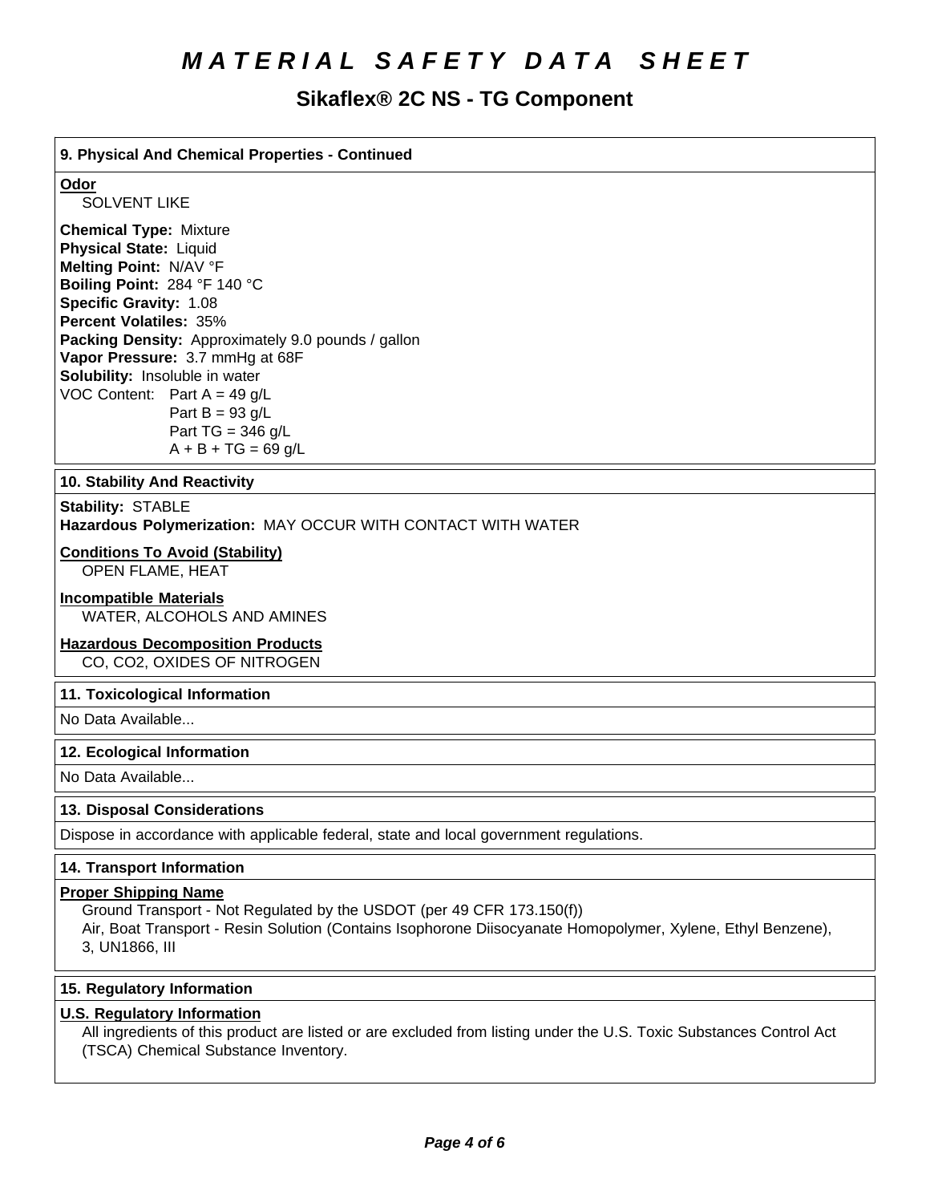# MATERIAL SAFETY DATA SHEET

## Sikaflex® 2C NS - TG Component

### 9. Physical And Chemical Properties - Continued

**Odor**

SOLVENT LIKE

**Chemical Type:** Mixture
**Physical State:** Liquid
**Melting Point:** N/AV °F
**Boiling Point:** 284 °F 140 °C
**Specific Gravity:** 1.08
**Percent Volatiles:** 35%
**Packing Density:** Approximately 9.0 pounds / gallon
**Vapor Pressure:** 3.7 mmHg at 68F
**Solubility:** Insoluble in water
VOC Content: Part A = 49 g/L
Part B = 93 g/L
Part TG = 346 g/L
A + B + TG = 69 g/L

### 10. Stability And Reactivity

**Stability:** STABLE
**Hazardous Polymerization:** MAY OCCUR WITH CONTACT WITH WATER

**Conditions To Avoid (Stability)**

OPEN FLAME, HEAT

**Incompatible Materials**

WATER, ALCOHOLS AND AMINES

**Hazardous Decomposition Products**

CO, $CO_2$, OXIDES OF NITROGEN

### 11. Toxicological Information

No Data Available...

### 12. Ecological Information

No Data Available...

### 13. Disposal Considerations

Dispose in accordance with applicable federal, state and local government regulations.

### 14. Transport Information

**Proper Shipping Name**

Ground Transport - Not Regulated by the USDOT (per 49 CFR 173.150(f))
Air, Boat Transport - Resin Solution (Contains Isophorone Diisocyanate Homopolymer, Xylene, Ethyl Benzene), 3, UN1866, III

### 15. Regulatory Information

**U.S. Regulatory Information**

All ingredients of this product are listed or are excluded from listing under the U.S. Toxic Substances Control Act (TSCA) Chemical Substance Inventory.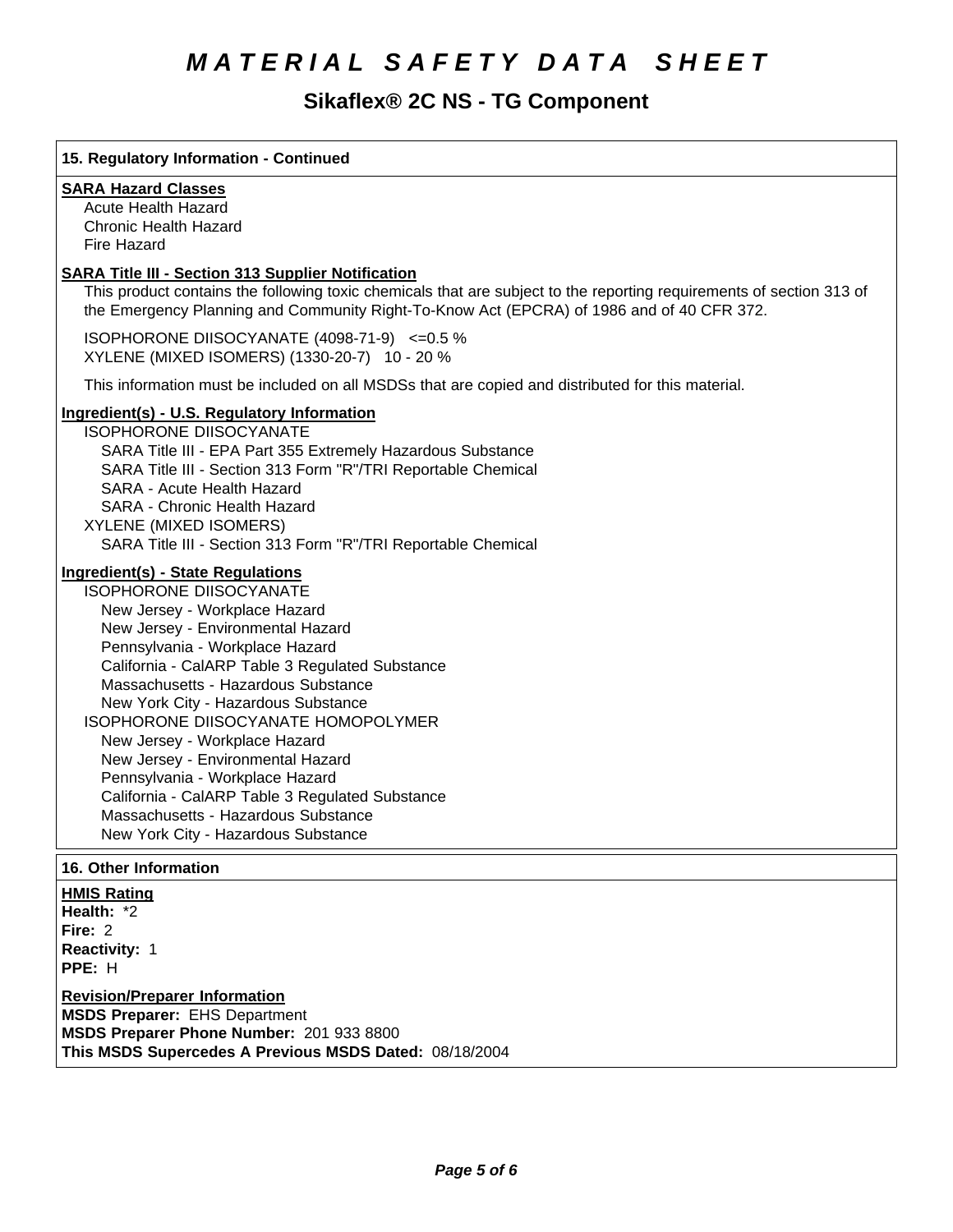# MATERIAL SAFETY DATA SHEET

## Sikaflex® 2C NS - TG Component

### 15. Regulatory Information - Continued

**SARA Hazard Classes**

Acute Health Hazard
Chronic Health Hazard
Fire Hazard

**SARA Title III - Section 313 Supplier Notification**

This product contains the following toxic chemicals that are subject to the reporting requirements of section 313 of the Emergency Planning and Community Right-To-Know Act (EPCRA) of 1986 and of 40 CFR 372.

ISOPHORONE DIISOCYANATE (4098-71-9) <=0.5 %
XYLENE (MIXED ISOMERS) (1330-20-7) 10 - 20 %

This information must be included on all MSDSs that are copied and distributed for this material.

**Ingredient(s) - U.S. Regulatory Information**

ISOPHORONE DIISOCYANATE
- SARA Title III - EPA Part 355 Extremely Hazardous Substance
- SARA Title III - Section 313 Form "R"/TRI Reportable Chemical
- SARA - Acute Health Hazard
- SARA - Chronic Health Hazard

XYLENE (MIXED ISOMERS)
- SARA Title III - Section 313 Form "R"/TRI Reportable Chemical

**Ingredient(s) - State Regulations**

ISOPHORONE DIISOCYANATE
- New Jersey - Workplace Hazard
- New Jersey - Environmental Hazard
- Pennsylvania - Workplace Hazard
- California - CalARP Table 3 Regulated Substance
- Massachusetts - Hazardous Substance
- New York City - Hazardous Substance

ISOPHORONE DIISOCYANATE HOMOPOLYMER
- New Jersey - Workplace Hazard
- New Jersey - Environmental Hazard
- Pennsylvania - Workplace Hazard
- California - CalARP Table 3 Regulated Substance
- Massachusetts - Hazardous Substance
- New York City - Hazardous Substance

### 16. Other Information

**HMIS Rating**
**Health:** *2
**Fire:** 2
**Reactivity:** 1
**PPE:** H

**Revision/Preparer Information**
**MSDS Preparer:** EHS Department
**MSDS Preparer Phone Number:** 201 933 8800
**This MSDS Supercedes A Previous MSDS Dated:** 08/18/2004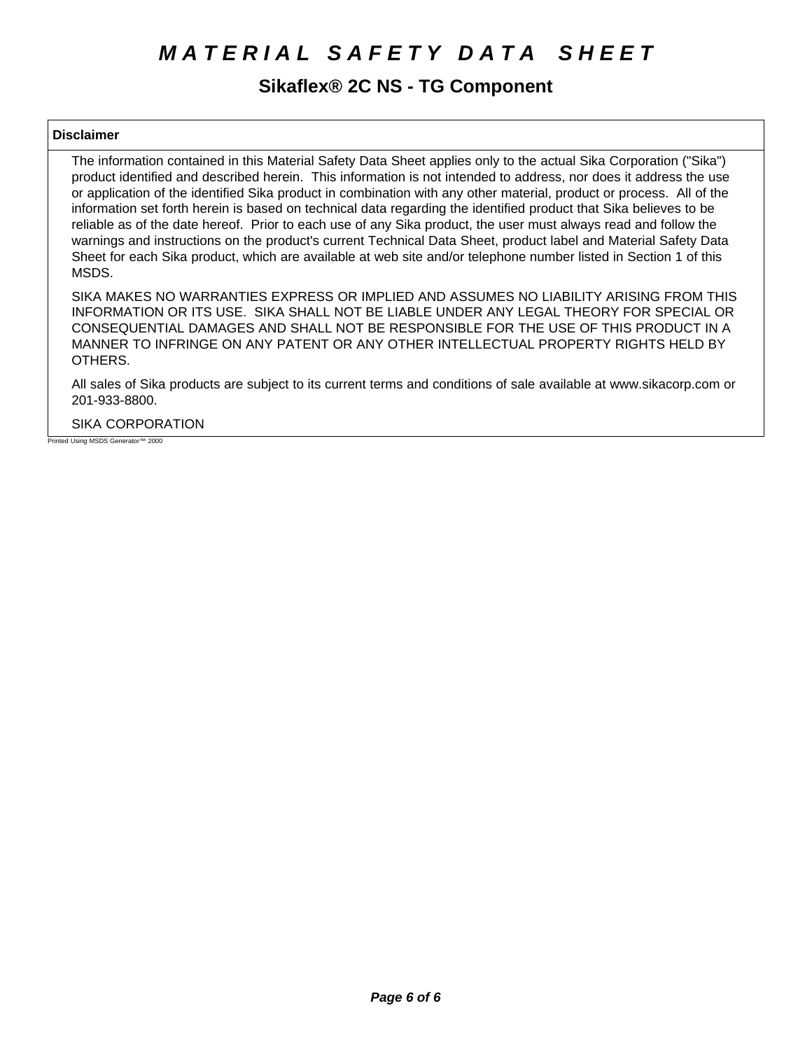### Disclaimer

The information contained in this Material Safety Data Sheet applies only to the actual Sika Corporation ("Sika") product identified and described herein. This information is not intended to address, nor does it address the use or application of the identified Sika product in combination with any other material, product or process. All of the information set forth herein is based on technical data regarding the identified product that Sika believes to be reliable as of the date hereof. Prior to each use of any Sika product, the user must always read and follow the warnings and instructions on the product's current Technical Data Sheet, product label and Material Safety Data Sheet for each Sika product, which are available at web site and/or telephone number listed in Section 1 of this MSDS.

SIKA MAKES NO WARRANTIES EXPRESS OR IMPLIED AND ASSUMES NO LIABILITY ARISING FROM THIS INFORMATION OR ITS USE. SIKA SHALL NOT BE LIABLE UNDER ANY LEGAL THEORY FOR SPECIAL OR CONSEQUENTIAL DAMAGES AND SHALL NOT BE RESPONSIBLE FOR THE USE OF THIS PRODUCT IN A MANNER TO INFRINGE ON ANY PATENT OR ANY OTHER INTELLECTUAL PROPERTY RIGHTS HELD BY OTHERS.

All sales of Sika products are subject to its current terms and conditions of sale available at www.sikacorp.com or 201-933-8800.

SIKA CORPORATION

Printed Using MSDS Generator™ 2000